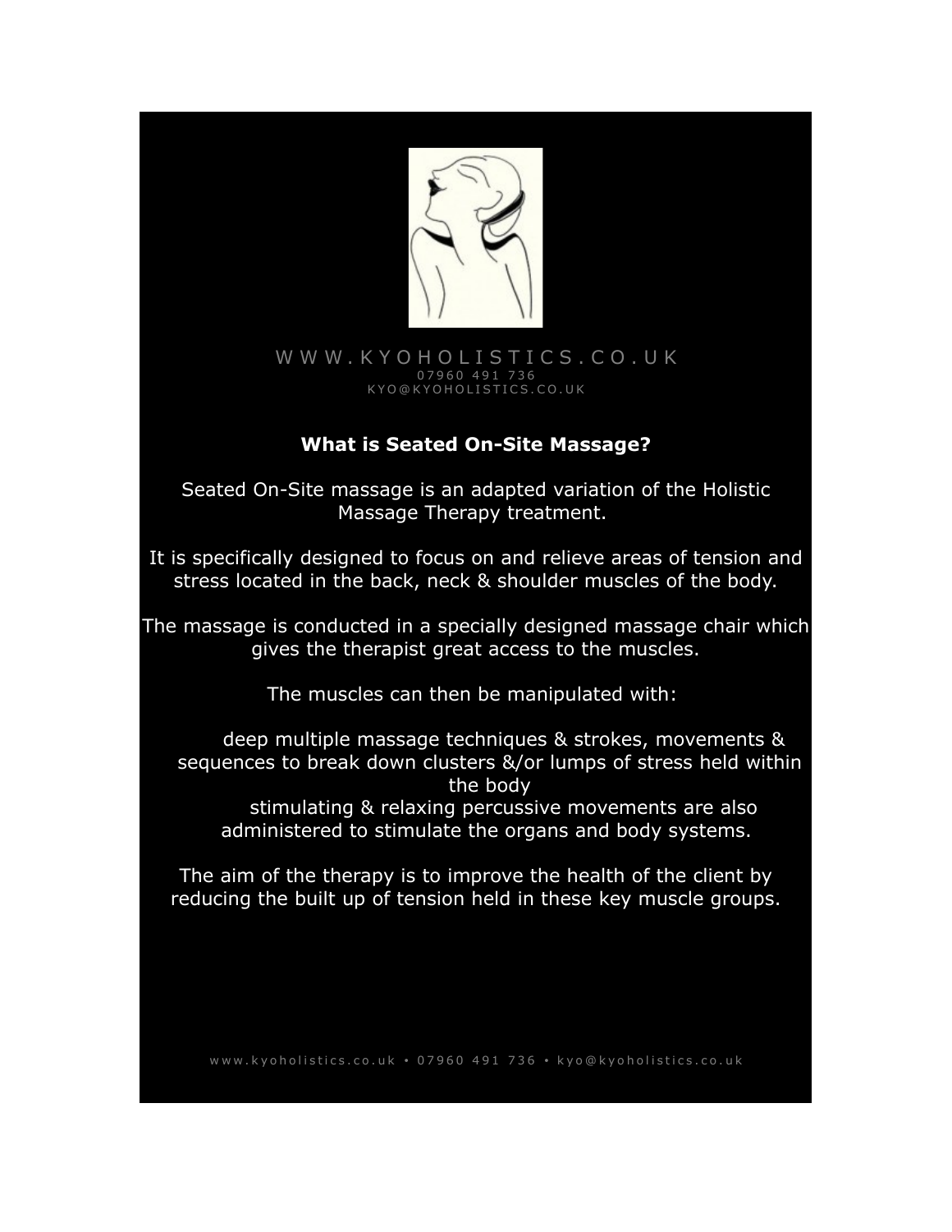W W W . K Y O H O L I S T I C S . C O . U K
0 7 9 6 0 4 9 1 7 3 6
K Y O @ K Y O H O L I S T I C S . C O . U K

**What is Seated On-Site Massage?**

Seated On-Site massage is an adapted variation of the Holistic Massage Therapy treatment.

It is specifically designed to focus on and relieve areas of tension and stress located in the back, neck & shoulder muscles of the body.

The massage is conducted in a specially designed massage chair which gives the therapist great access to the muscles.

The muscles can then be manipulated with:

- deep multiple massage techniques & strokes, movements & sequences to break down clusters &/or lumps of stress held within the body
- stimulating & relaxing percussive movements are also administered to stimulate the organs and body systems.

The aim of the therapy is to improve the health of the client by reducing the built up of tension held in these key muscle groups.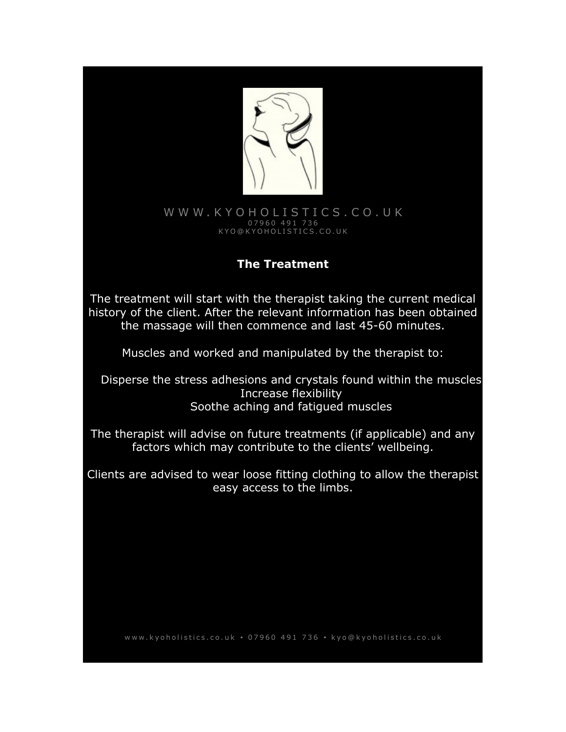W W W . K Y O H O L I S T I C S . C O . U K
0 7 9 6 0 4 9 1 7 3 6
K Y O @ K Y O H O L I S T I C S . C O . U K

## The Treatment

The treatment will start with the therapist taking the current medical history of the client. After the relevant information has been obtained the massage will then commence and last 45-60 minutes.

Muscles and worked and manipulated by the therapist to:

Disperse the stress adhesions and crystals found within the muscles
Increase flexibility
Soothe aching and fatigued muscles

The therapist will advise on future treatments (if applicable) and any factors which may contribute to the clients' wellbeing.

Clients are advised to wear loose fitting clothing to allow the therapist easy access to the limbs.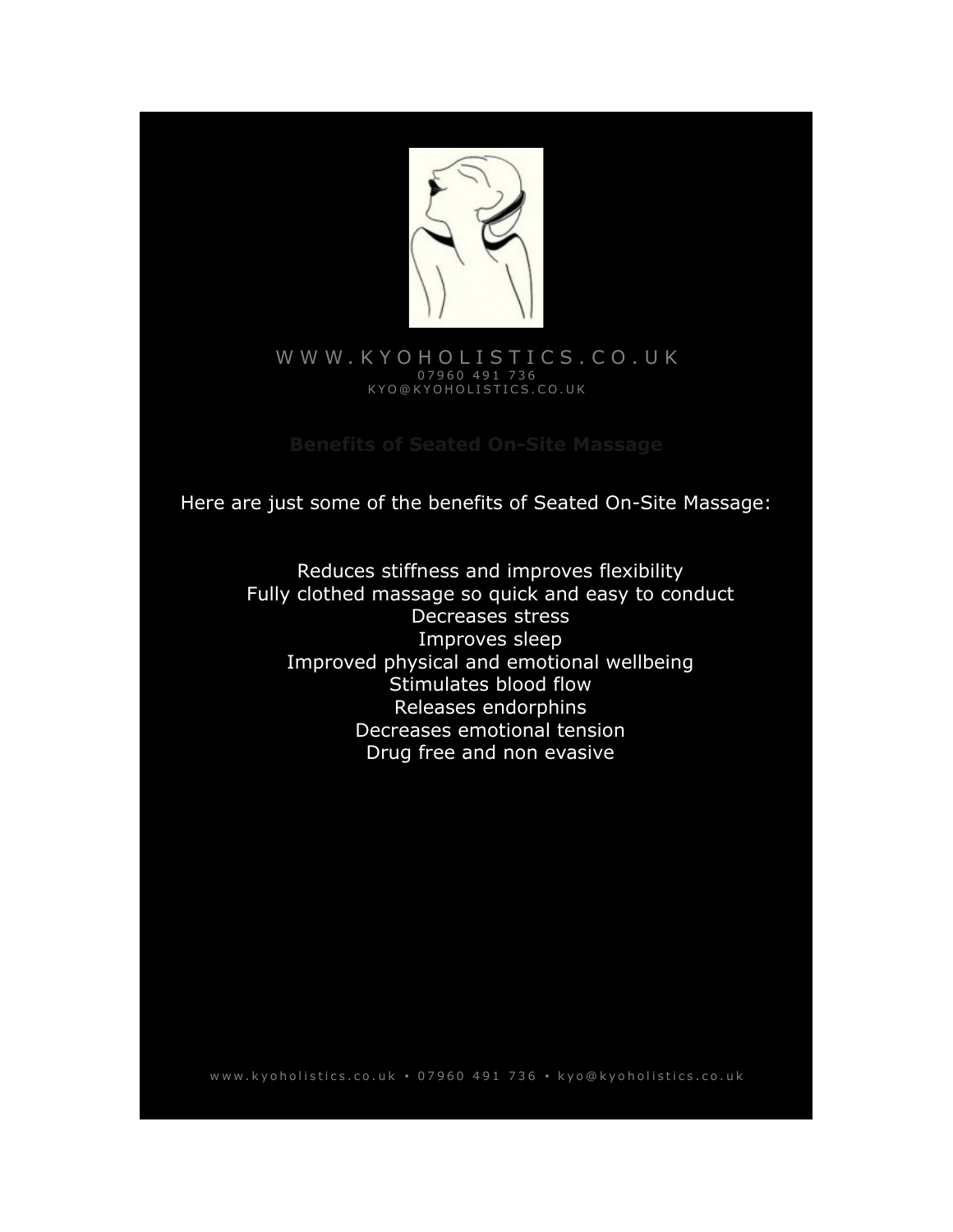WWW.KYOHOLISTICS.CO.UK
07960 491 736
KYO@KYOHOLISTICS.CO.UK

## Benefits of Seated On-Site Massage

Here are just some of the benefits of Seated On-Site Massage:

Reduces stiffness and improves flexibility
Fully clothed massage so quick and easy to conduct
Decreases stress
Improves sleep
Improved physical and emotional wellbeing
Stimulates blood flow
Releases endorphins
Decreases emotional tension
Drug free and non evasive